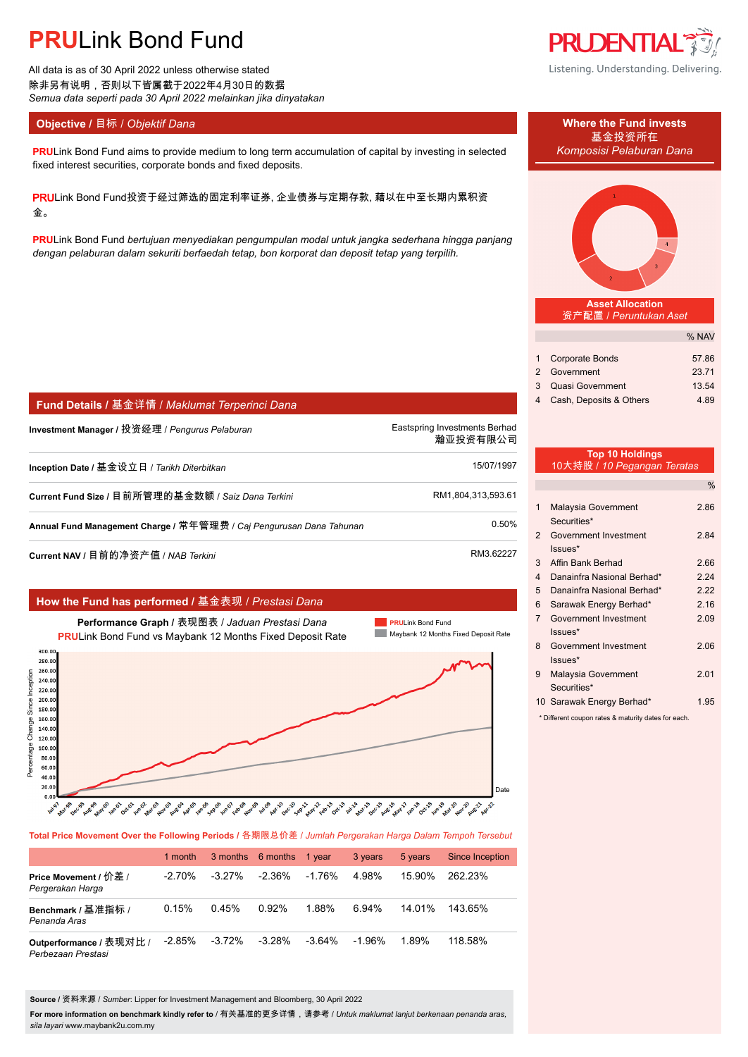# PRULink Bond Fund

All data is as of 30 April 2022 unless otherwise stated
除非另有说明，否则以下皆属截于2022年4月30日的数据
*Semua data seperti pada 30 April 2022 melainkan jika dinyatakan*

Listening. Understanding. Delivering.

## Objective / 目标 / *Objektif Dana*

**PRU**Link Bond Fund aims to provide medium to long term accumulation of capital by investing in selected fixed interest securities, corporate bonds and fixed deposits.

**PRU**Link Bond Fund投资于经过筛选的固定利率证券, 企业债券与定期存款, 藉以在中至长期内累积资金。

**PRU**Link Bond Fund *bertujuan menyediakan pengumpulan modal untuk jangka sederhana hingga panjang dengan pelaburan dalam sekuriti berfaedah tetap, bon korporat dan deposit tetap yang terpilih.*

## Fund Details / 基金详情 / *Maklumat Terperinci Dana*

| | |
|---|---|
| **Investment Manager** / 投资经理 / *Pengurus Pelaburan* | Eastspring Investments Berhad 瀚亚投资有限公司 |
| **Inception Date** / 基金设立日 / *Tarikh Diterbitkan* | 15/07/1997 |
| **Current Fund Size** / 目前所管理的基金数额 / *Saiz Dana Terkini* | RM1,804,313,593.61 |
| **Annual Fund Management Charge** / 常年管理费 / *Caj Pengurusan Dana Tahunan* | 0.50% |
| **Current NAV** / 目前的净资产值 / *NAB Terkini* | RM3.62227 |

## How the Fund has performed / 基金表现 / *Prestasi Dana*

**Performance Graph** / 表现图表 / *Jaduan Prestasi Dana*
**PRU**Link Bond Fund vs Maybank 12 Months Fixed Deposit Rate

**Total Price Movement Over the Following Periods / 各期限总价差 / *Jumlah Pergerakan Harga Dalam Tempoh Tersebut***

| | 1 month | 3 months | 6 months | 1 year | 3 years | 5 years | Since Inception |
|---|---|---|---|---|---|---|---|
| **Price Movement** / 价差 / *Pergerakan Harga* | -2.70% | -3.27% | -2.36% | -1.76% | 4.98% | 15.90% | 262.23% |
| **Benchmark** / 基准指标 / *Penanda Aras* | 0.15% | 0.45% | 0.92% | 1.88% | 6.94% | 14.01% | 143.65% |
| **Outperformance** / 表现对比 / *Perbezaan Prestasi* | -2.85% | -3.72% | -3.28% | -3.64% | -1.96% | 1.89% | 118.58% |

**Source** / 资料来源 / *Sumber*: Lipper for Investment Management and Bloomberg, 30 April 2022

**For more information on benchmark kindly refer to** / 有关基准的更多详情，请参考 / *Untuk maklumat lanjut berkenaan penanda aras, sila layari* www.maybank2u.com.my

## Where the Fund invests / 基金投资所在 / *Komposisi Pelaburan Dana*

### Asset Allocation / 资产配置 / *Peruntukan Aset*

| | | % NAV |
|---|---|---|
| 1 | Corporate Bonds | 57.86 |
| 2 | Government | 23.71 |
| 3 | Quasi Government | 13.54 |
| 4 | Cash, Deposits & Others | 4.89 |

### Top 10 Holdings / 10大持股 / *10 Pegangan Teratas*

| | | % |
|---|---|---|
| 1 | Malaysia Government Securities* | 2.86 |
| 2 | Government Investment Issues* | 2.84 |
| 3 | Affin Bank Berhad | 2.66 |
| 4 | Danainfra Nasional Berhad* | 2.24 |
| 5 | Danainfra Nasional Berhad* | 2.22 |
| 6 | Sarawak Energy Berhad* | 2.16 |
| 7 | Government Investment Issues* | 2.09 |
| 8 | Government Investment Issues* | 2.06 |
| 9 | Malaysia Government Securities* | 2.01 |
| 10 | Sarawak Energy Berhad* | 1.95 |

* Different coupon rates & maturity dates for each.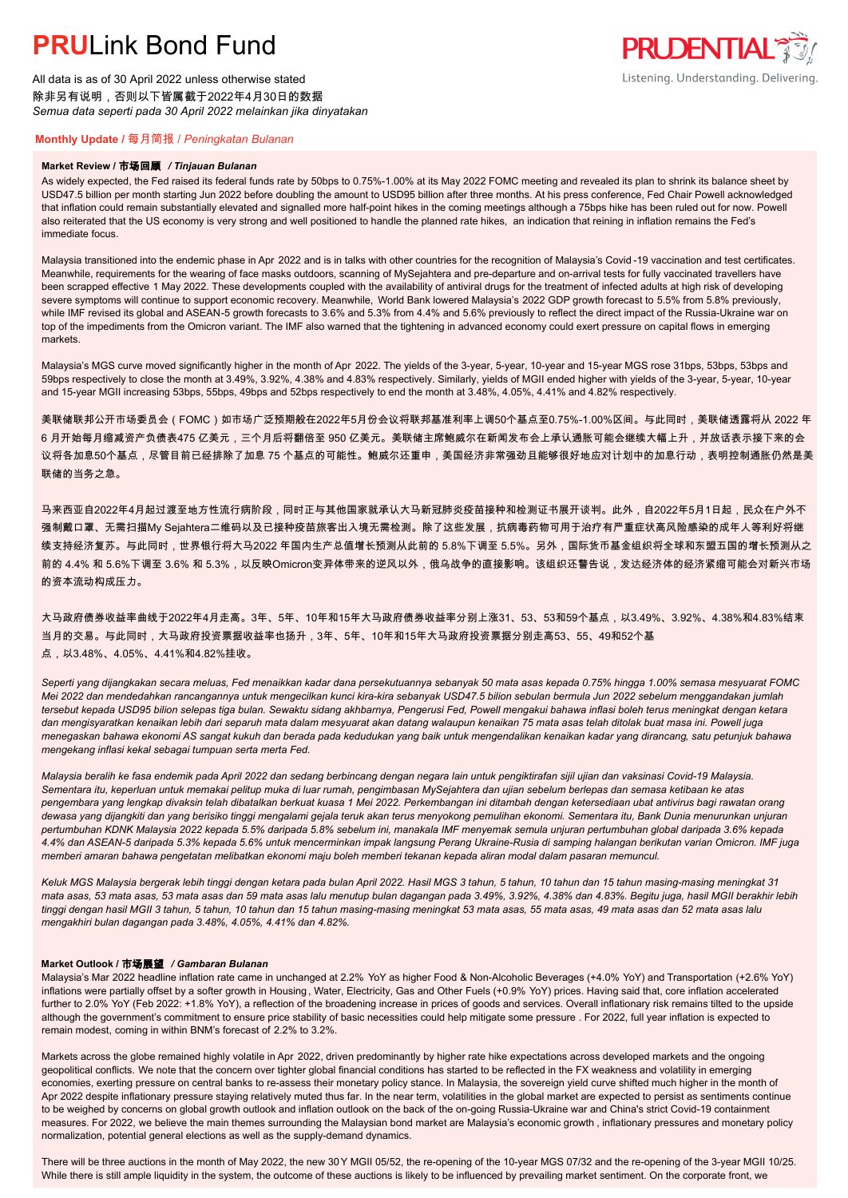# PRULink Bond Fund

All data is as of 30 April 2022 unless otherwise stated
除非另有说明，否则以下皆属截于2022年4月30日的数据
*Semua data seperti pada 30 April 2022 melainkan jika dinyatakan*

## Monthly Update / 每月简报 / *Peningkatan Bulanan*

### Market Review / 市场回顾 / *Tinjauan Bulanan*

As widely expected, the Fed raised its federal funds rate by 50bps to 0.75%-1.00% at its May 2022 FOMC meeting and revealed its plan to shrink its balance sheet by USD47.5 billion per month starting Jun 2022 before doubling the amount to USD95 billion after three months. At his press conference, Fed Chair Powell acknowledged that inflation could remain substantially elevated and signalled more half-point hikes in the coming meetings although a 75bps hike has been ruled out for now. Powell also reiterated that the US economy is very strong and well positioned to handle the planned rate hikes, an indication that reining in inflation remains the Fed's immediate focus.

Malaysia transitioned into the endemic phase in Apr 2022 and is in talks with other countries for the recognition of Malaysia's Covid-19 vaccination and test certificates. Meanwhile, requirements for the wearing of face masks outdoors, scanning of MySejahtera and pre-departure and on-arrival tests for fully vaccinated travellers have been scrapped effective 1 May 2022. These developments coupled with the availability of antiviral drugs for the treatment of infected adults at high risk of developing severe symptoms will continue to support economic recovery. Meanwhile, World Bank lowered Malaysia's 2022 GDP growth forecast to 5.5% from 5.8% previously, while IMF revised its global and ASEAN-5 growth forecasts to 3.6% and 5.3% from 4.4% and 5.6% previously to reflect the direct impact of the Russia-Ukraine war on top of the impediments from the Omicron variant. The IMF also warned that the tightening in advanced economy could exert pressure on capital flows in emerging markets.

Malaysia's MGS curve moved significantly higher in the month of Apr 2022. The yields of the 3-year, 5-year, 10-year and 15-year MGS rose 31bps, 53bps, 53bps and 59bps respectively to close the month at 3.49%, 3.92%, 4.38% and 4.83% respectively. Similarly, yields of MGII ended higher with yields of the 3-year, 5-year, 10-year and 15-year MGII increasing 53bps, 55bps, 49bps and 52bps respectively to end the month at 3.48%, 4.05%, 4.41% and 4.82% respectively.

美联储联邦公开市场委员会（FOMC）如市场广泛预期般在2022年5月份会议将联邦基准利率上调50个基点至0.75%-1.00%区间。与此同时，美联储透露将从 2022 年 6 月开始每月缩减资产负债表475 亿美元，三个月后将翻倍至 950 亿美元。美联储主席鲍威尔在新闻发布会上承认通胀可能会继续大幅上升，并放话表示接下来的会议将各加息50个基点，尽管目前已经排除了加息 75 个基点的可能性。鲍威尔还重申，美国经济非常强劲且能够很好地应对计划中的加息行动，表明控制通胀仍然是美联储的当务之急。

马来西亚自2022年4月起过渡至地方性流行病阶段，同时正与其他国家就承认大马新冠肺炎疫苗接种和检测证书展开谈判。此外，自2022年5月1日起，民众在户外不强制戴口罩、无需扫描My Sejahtera二维码以及已接种疫苗旅客出入境无需检测。除了这些发展，抗病毒药物可用于治疗有严重症状高风险感染的成年人等利好将继续支持经济复苏。与此同时，世界银行将大马2022 年国内生产总值增长预测从此前的 5.8%下调至 5.5%。另外，国际货币基金组织将全球和东盟五国的增长预测从之前的 4.4% 和 5.6%下调至 3.6% 和 5.3%，以反映Omicron变异体带来的逆风以外，俄乌战争的直接影响。该组织还警告说，发达经济体的经济紧缩可能会对新兴市场的资本流动构成压力。

大马政府债券收益率曲线于2022年4月走高。3年、5年、10年和15年大马政府债券收益率分别上涨31、53、53和59个基点，以3.49%、3.92%、4.38%和4.83%结束当月的交易。与此同时，大马政府投资票据收益率也扬升，3年、5年、10年和15年大马政府投资票据分别走高53、55、49和52个基点，以3.48%、4.05%、4.41%和4.82%挂收。

*Seperti yang dijangkakan secara meluas, Fed menaikkan kadar dana persekutuannya sebanyak 50 mata asas kepada 0.75% hingga 1.00% semasa mesyuarat FOMC Mei 2022 dan mendedahkan rancangannya untuk mengecilkan kunci kira-kira sebanyak USD47.5 bilion sebulan bermula Jun 2022 sebelum menggandakan jumlah tersebut kepada USD95 bilion selepas tiga bulan. Sewaktu sidang akhbarnya, Pengerusi Fed, Powell mengakui bahawa inflasi boleh terus meningkat dengan ketara dan mengisyaratkan kenaikan lebih dari separuh mata dalam mesyuarat akan datang walaupun kenaikan 75 mata asas telah ditolak buat masa ini. Powell juga menegaskan bahawa ekonomi AS sangat kukuh dan berada pada kedudukan yang baik untuk mengendalikan kenaikan kadar yang dirancang, satu petunjuk bahawa mengekang inflasi kekal sebagai tumpuan serta merta Fed.*

*Malaysia beralih ke fasa endemik pada April 2022 dan sedang berbincang dengan negara lain untuk pengiktirafan sijil ujian dan vaksinasi Covid-19 Malaysia. Sementara itu, keperluan untuk memakai pelitup muka di luar rumah, pengimbasan MySejahtera dan ujian sebelum berlepas dan semasa ketibaan ke atas pengembara yang lengkap divaksin telah dibatalkan berkuat kuasa 1 Mei 2022. Perkembangan ini ditambah dengan ketersediaan ubat antivirus bagi rawatan orang dewasa yang dijangkiti dan yang berisiko tinggi mengalami gejala teruk akan terus menyokong pemulihan ekonomi. Sementara itu, Bank Dunia menurunkan unjuran pertumbuhan KDNK Malaysia 2022 kepada 5.5% daripada 5.8% sebelum ini, manakala IMF menyemak semula unjuran pertumbuhan global daripada 3.6% kepada 4.4% dan ASEAN-5 daripada 5.3% kepada 5.6% untuk mencerminkan impak langsung Perang Ukraine-Rusia di samping halangan berikutan varian Omicron. IMF juga memberi amaran bahawa pengetatan melibatkan ekonomi maju boleh memberi tekanan kepada aliran modal dalam pasaran memuncul.*

*Keluk MGS Malaysia bergerak lebih tinggi dengan ketara pada bulan April 2022. Hasil MGS 3 tahun, 5 tahun, 10 tahun dan 15 tahun masing-masing meningkat 31 mata asas, 53 mata asas, 53 mata asas dan 59 mata asas lalu menutup bulan dagangan pada 3.49%, 3.92%, 4.38% dan 4.83%. Begitu juga, hasil MGII berakhir lebih tinggi dengan hasil MGII 3 tahun, 5 tahun, 10 tahun dan 15 tahun masing-masing meningkat 53 mata asas, 55 mata asas, 49 mata asas dan 52 mata asas lalu mengakhiri bulan dagangan pada 3.48%, 4.05%, 4.41% dan 4.82%.*

### Market Outlook / 市场展望 / *Gambaran Bulanan*

Malaysia's Mar 2022 headline inflation rate came in unchanged at 2.2% YoY as higher Food & Non-Alcoholic Beverages (+4.0% YoY) and Transportation (+2.6% YoY) inflations were partially offset by a softer growth in Housing, Water, Electricity, Gas and Other Fuels (+0.9% YoY) prices. Having said that, core inflation accelerated further to 2.0% YoY (Feb 2022: +1.8% YoY), a reflection of the broadening increase in prices of goods and services. Overall inflationary risk remains tilted to the upside although the government's commitment to ensure price stability of basic necessities could help mitigate some pressure. For 2022, full year inflation is expected to remain modest, coming in within BNM's forecast of 2.2% to 3.2%.

Markets across the globe remained highly volatile in Apr 2022, driven predominantly by higher rate hike expectations across developed markets and the ongoing geopolitical conflicts. We note that the concern over tighter global financial conditions has started to be reflected in the FX weakness and volatility in emerging economies, exerting pressure on central banks to re-assess their monetary policy stance. In Malaysia, the sovereign yield curve shifted much higher in the month of Apr 2022 despite inflationary pressure staying relatively muted thus far. In the near term, volatilities in the global market are expected to persist as sentiments continue to be weighed by concerns on global growth outlook and inflation outlook on the back of the on-going Russia-Ukraine war and China's strict Covid-19 containment measures. For 2022, we believe the main themes surrounding the Malaysian bond market are Malaysia's economic growth, inflationary pressures and monetary policy normalization, potential general elections as well as the supply-demand dynamics.

There will be three auctions in the month of May 2022, the new 30Y MGII 05/52, the re-opening of the 10-year MGS 07/32 and the re-opening of the 3-year MGII 10/25. While there is still ample liquidity in the system, the outcome of these auctions is likely to be influenced by prevailing market sentiment. On the corporate front, we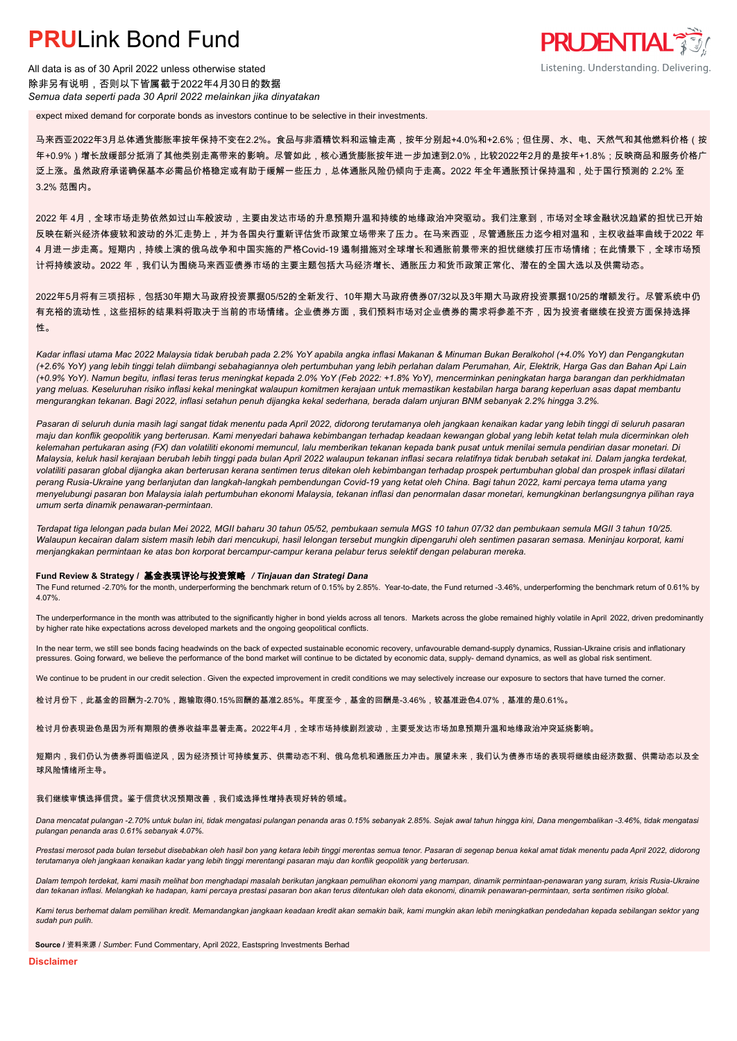expect mixed demand for corporate bonds as investors continue to be selective in their investments.

马来西亚2022年3月总体通货膨胀率按年保持不变在2.2%。食品与非酒精饮料和运输走高，按年分别起+4.0%和+2.6%；但住房、水、电、天然气和其他燃料价格（按年+0.9%）增长放缓部分抵消了其他类别走高带来的影响。尽管如此，核心通货膨胀按年进一步加速到2.0%，比较2022年2月的是按年+1.8%；反映商品和服务价格广泛上涨。虽然政府承诺确保基本必需品价格稳定或有助于缓解一些压力，总体通胀风险仍倾向于走高。2022 年全年通胀预计保持温和，处于国行预测的 2.2% 至 3.2% 范围内。

2022 年 4月，全球市场走势依然如过山车般波动，主要由发达市场的升息预期升温和持续的地缘政治冲突驱动。我们注意到，市场对全球金融状况趋紧的担忧已开始反映在新兴经济体疲软和波动的外汇走势上，并为各国央行重新评估货币政策立场带来了压力。在马来西亚，尽管通胀压力迄今相对温和，主权收益率曲线于2022 年 4 月进一步走高。短期内，持续上演的俄乌战争和中国实施的严格Covid-19 遏制措施对全球增长和通胀前景带来的担忧继续打压市场情绪；在此情景下，全球市场预计将持续波动。2022 年，我们认为围绕马来西亚债券市场的主要主题包括大马经济增长、通胀压力和货币政策正常化、潜在的全国大选以及供需动态。

2022年5月将有三项招标，包括30年期大马政府投资票据05/52的全新发行、10年期大马政府债券07/32以及3年期大马政府投资票据10/25的增额发行。尽管系统中仍有充裕的流动性，这些招标的结果料将取决于当前的市场情绪。企业债券方面，我们预料市场对企业债券的需求将参差不齐，因为投资者继续在投资方面保持选择性。

*Kadar inflasi utama Mac 2022 Malaysia tidak berubah pada 2.2% YoY apabila angka inflasi Makanan & Minuman Bukan Beralkohol (+4.0% YoY) dan Pengangkutan (+2.6% YoY) yang lebih tinggi telah diimbangi sebahagiannya oleh pertumbuhan yang lebih perlahan dalam Perumahan, Air, Elektrik, Harga Gas dan Bahan Api Lain (+0.9% YoY). Namun begitu, inflasi teras terus meningkat kepada 2.0% YoY (Feb 2022: +1.8% YoY), mencerminkan peningkatan harga barangan dan perkhidmatan yang meluas. Keseluruhan risiko inflasi kekal meningkat walaupun komitmen kerajaan untuk memastikan kestabilan harga barang keperluan asas dapat membantu mengurangkan tekanan. Bagi 2022, inflasi setahun penuh dijangka kekal sederhana, berada dalam unjuran BNM sebanyak 2.2% hingga 3.2%.*

*Pasaran di seluruh dunia masih lagi sangat tidak menentu pada April 2022, didorong terutamanya oleh jangkaan kenaikan kadar yang lebih tinggi di seluruh pasaran maju dan konflik geopolitik yang berterusan. Kami menyedari bahawa kebimbangan terhadap keadaan kewangan global yang lebih ketat telah mula dicerminkan oleh kelemahan pertukaran asing (FX) dan volatiliti ekonomi memuncul, lalu memberikan tekanan kepada bank pusat untuk menilai semula pendirian dasar monetari. Di Malaysia, keluk hasil kerajaan berubah lebih tinggi pada bulan April 2022 walaupun tekanan inflasi secara relatifnya tidak berubah setakat ini. Dalam jangka terdekat, volatiliti pasaran global dijangka akan berterusan kerana sentimen terus ditekan oleh kebimbangan terhadap prospek pertumbuhan global dan prospek inflasi dilatari perang Rusia-Ukraine yang berlanjutan dan langkah-langkah pembendungan Covid-19 yang ketat oleh China. Bagi tahun 2022, kami percaya tema utama yang menyelubungi pasaran bon Malaysia ialah pertumbuhan ekonomi Malaysia, tekanan inflasi dan penormalan dasar monetari, kemungkinan berlangsungnya pilihan raya umum serta dinamik penawaran-permintaan.*

*Terdapat tiga lelongan pada bulan Mei 2022, MGII baharu 30 tahun 05/52, pembukaan semula MGS 10 tahun 07/32 dan pembukaan semula MGII 3 tahun 10/25. Walaupun kecairan dalam sistem masih lebih dari mencukupi, hasil lelongan tersebut mungkin dipengaruhi oleh sentimen pasaran semasa. Meninjau korporat, kami menjangkakan permintaan ke atas bon korporat bercampur-campur kerana pelabur terus selektif dengan pelaburan mereka.*

**Fund Review & Strategy / 基金表现评论与投资策略** ***/ Tinjauan dan Strategi Dana***

The Fund returned -2.70% for the month, underperforming the benchmark return of 0.15% by 2.85%. Year-to-date, the Fund returned -3.46%, underperforming the benchmark return of 0.61% by 4.07%.

The underperformance in the month was attributed to the significantly higher in bond yields across all tenors. Markets across the globe remained highly volatile in April 2022, driven predominantly by higher rate hike expectations across developed markets and the ongoing geopolitical conflicts.

In the near term, we still see bonds facing headwinds on the back of expected sustainable economic recovery, unfavourable demand-supply dynamics, Russian-Ukraine crisis and inflationary pressures. Going forward, we believe the performance of the bond market will continue to be dictated by economic data, supply- demand dynamics, as well as global risk sentiment.

We continue to be prudent in our credit selection . Given the expected improvement in credit conditions we may selectively increase our exposure to sectors that have turned the corner.

检讨月份下，此基金的回酬为-2.70%，跑输取得0.15%回酬的基准2.85%。年度至今，基金的回酬是-3.46%，较基准逊色4.07%，基准的是0.61%。

检讨月份表现逊色是因为所有期限的债券收益率显著走高。2022年4月，全球市场持续剧烈波动，主要受发达市场加息预期升温和地缘政治冲突延烧影响。

短期内，我们仍认为债券将面临逆风，因为经济预计可持续复苏、供需动态不利、俄乌危机和通胀压力冲击。展望未来，我们认为债券市场的表现将继续由经济数据、供需动态以及全球风险情绪所主导。

我们继续审慎选择信贷。鉴于信贷状况预期改善，我们或选择性增持表现好转的领域。

*Dana mencatat pulangan -2.70% untuk bulan ini, tidak mengatasi pulangan penanda aras 0.15% sebanyak 2.85%. Sejak awal tahun hingga kini, Dana mengembalikan -3.46%, tidak mengatasi pulangan penanda aras 0.61% sebanyak 4.07%.*

*Prestasi merosot pada bulan tersebut disebabkan oleh hasil bon yang ketara lebih tinggi merentas semua tenor. Pasaran di segenap benua kekal amat tidak menentu pada April 2022, didorong terutamanya oleh jangkaan kenaikan kadar yang lebih tinggi merentangi pasaran maju dan konflik geopolitik yang berterusan.*

*Dalam tempoh terdekat, kami masih melihat bon menghadapi masalah berikutan jangkaan pemulihan ekonomi yang mampan, dinamik permintaan-penawaran yang suram, krisis Rusia-Ukraine dan tekanan inflasi. Melangkah ke hadapan, kami percaya prestasi pasaran bon akan terus ditentukan oleh data ekonomi, dinamik penawaran-permintaan, serta sentimen risiko global.*

*Kami terus berhemat dalam pemilihan kredit. Memandangkan jangkaan keadaan kredit akan semakin baik, kami mungkin akan lebih meningkatkan pendedahan kepada sebilangan sektor yang sudah pun pulih.*

**Source** / 资料来源 / *Sumber*: Fund Commentary, April 2022, Eastspring Investments Berhad

**Disclaimer**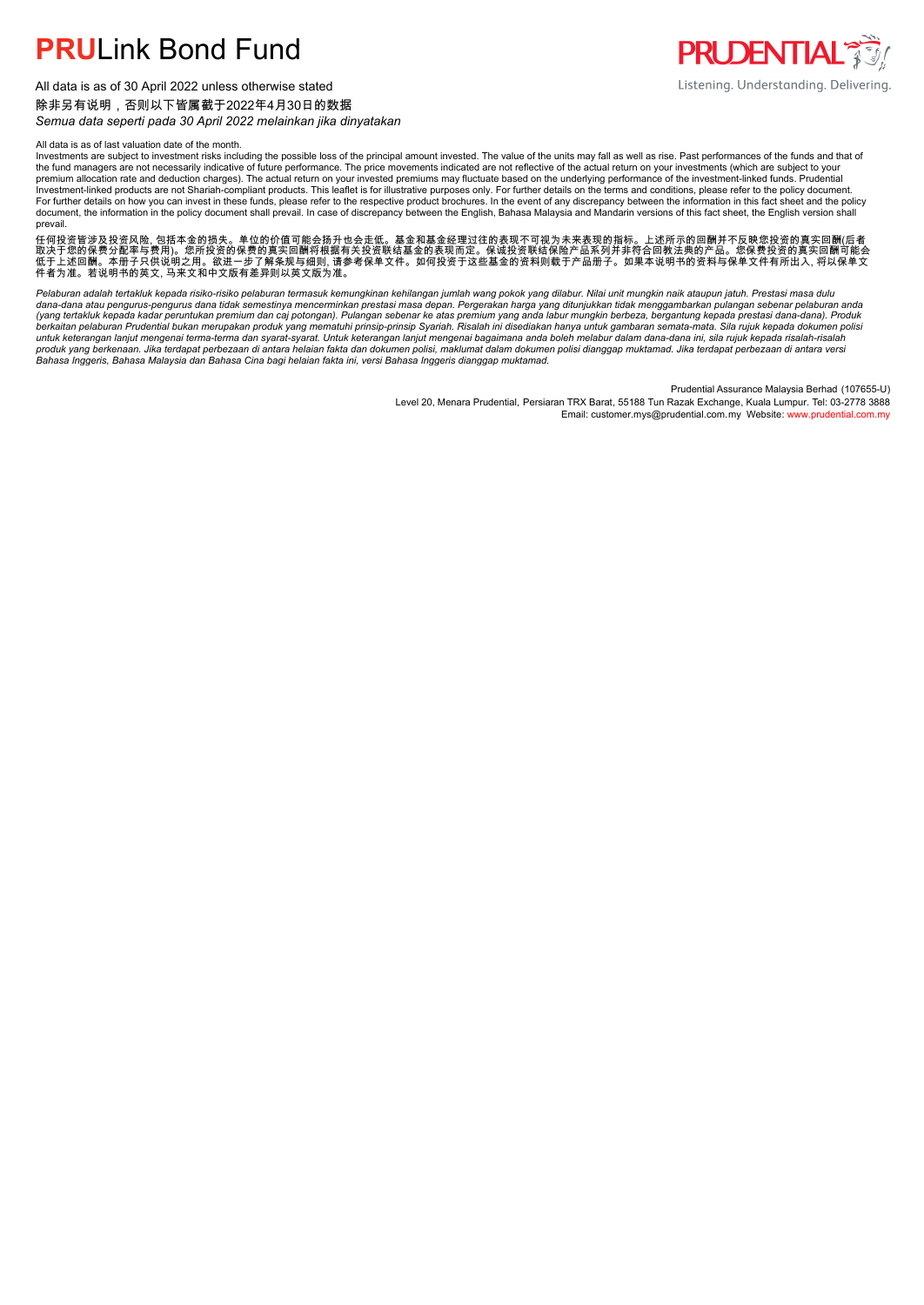# PRULink Bond Fund

All data is as of 30 April 2022 unless otherwise stated

除非另有说明，否则以下皆属截于2022年4月30日的数据

*Semua data seperti pada 30 April 2022 melainkan jika dinyatakan*

Listening. Understanding. Delivering.

All data is as of last valuation date of the month.

Investments are subject to investment risks including the possible loss of the principal amount invested. The value of the units may fall as well as rise. Past performances of the funds and that of the fund managers are not necessarily indicative of future performance. The price movements indicated are not reflective of the actual return on your investments (which are subject to your premium allocation rate and deduction charges). The actual return on your invested premiums may fluctuate based on the underlying performance of the investment-linked funds. Prudential Investment-linked products are not Shariah-compliant products. This leaflet is for illustrative purposes only. For further details on the terms and conditions, please refer to the policy document. For further details on how you can invest in these funds, please refer to the respective product brochures. In the event of any discrepancy between the information in this fact sheet and the policy document, the information in the policy document shall prevail. In case of discrepancy between the English, Bahasa Malaysia and Mandarin versions of this fact sheet, the English version shall prevail.

任何投资皆涉及投资风险, 包括本金的损失。单位的价值可能会扬升也会走低。基金和基金经理过往的表现不可视为未来表现的指标。上述所示的回酬并不反映您投资的真实回酬(后者取决于您的保费分配率与费用)。您所投资的保费的真实回酬将根据有关投资联结基金的表现而定。保诚投资联结保险产品系列并非符合回教法典的产品。您保费投资的真实回酬可能会低于上述回酬。本册子只供说明之用。欲进一步了解条规与细则, 请参考保单文件。如何投资于这些基金的资料则载于产品册子。如果本说明书的资料与保单文件有所出入, 将以保单文件者为准。若说明书的英文, 马来文和中文版有差异则以英文版为准。

*Pelaburan adalah tertakluk kepada risiko-risiko pelaburan termasuk kemungkinan kehilangan jumlah wang pokok yang dilabur. Nilai unit mungkin naik ataupun jatuh. Prestasi masa dulu dana-dana atau pengurus-pengurus dana tidak semestinya mencerminkan prestasi masa depan. Pergerakan harga yang ditunjukkan tidak menggambarkan pulangan sebenar pelaburan anda (yang tertakluk kepada kadar peruntukan premium dan caj potongan). Pulangan sebenar ke atas premium yang anda labur mungkin berbeza, bergantung kepada prestasi dana-dana). Produk berkaitan pelaburan Prudential bukan merupakan produk yang mematuhi prinsip-prinsip Syariah. Risalah ini disediakan hanya untuk gambaran semata-mata. Sila rujuk kepada dokumen polisi untuk keterangan lanjut mengenai terma-terma dan syarat-syarat. Untuk keterangan lanjut mengenai bagaimana anda boleh melabur dalam dana-dana ini, sila rujuk kepada risalah-risalah produk yang berkenaan. Jika terdapat perbezaan di antara helaian fakta dan dokumen polisi, maklumat dalam dokumen polisi dianggap muktamad. Jika terdapat perbezaan di antara versi Bahasa Inggeris, Bahasa Malaysia dan Bahasa Cina bagi helaian fakta ini, versi Bahasa Inggeris dianggap muktamad.*

Prudential Assurance Malaysia Berhad (107655-U)
Level 20, Menara Prudential, Persiaran TRX Barat, 55188 Tun Razak Exchange, Kuala Lumpur. Tel: 03-2778 3888
Email: customer.mys@prudential.com.my Website: www.prudential.com.my